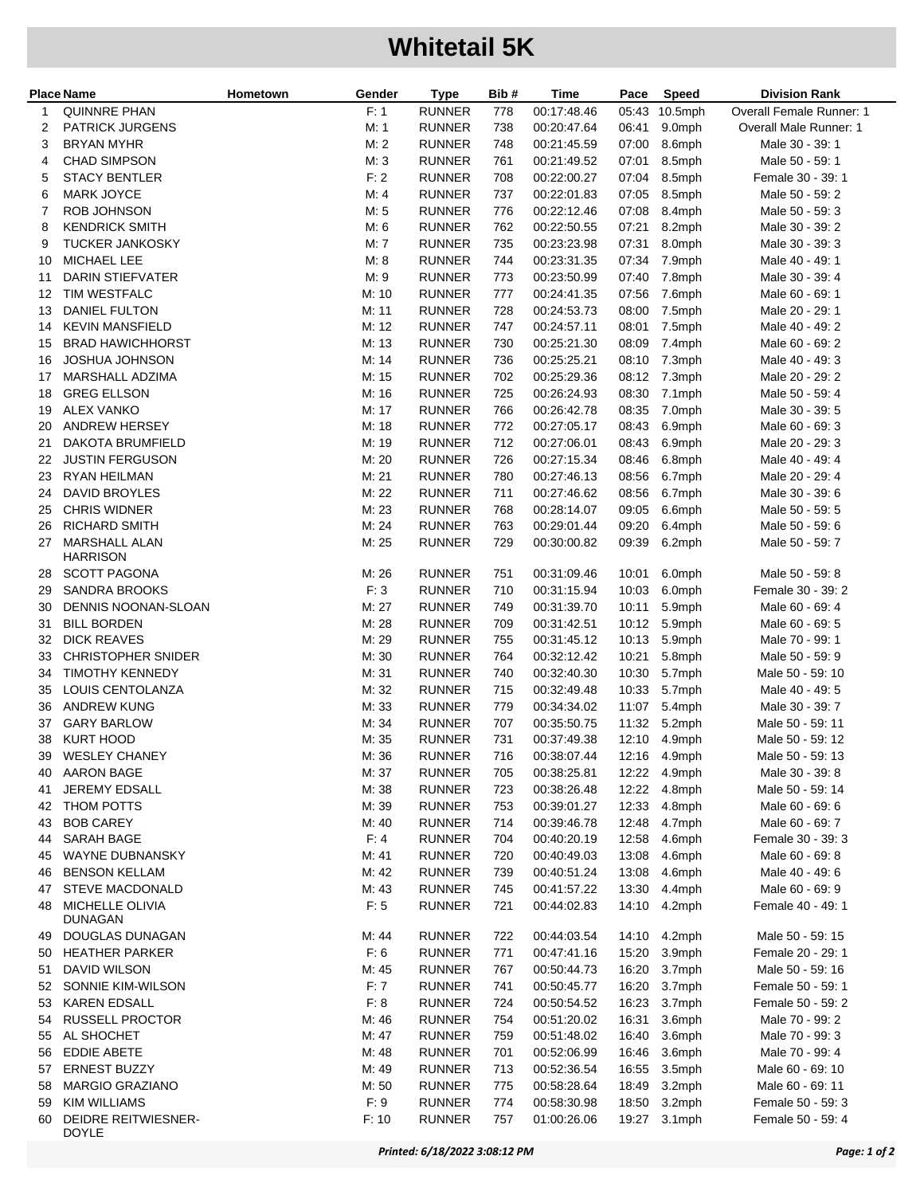# Whitetail 5K

| Place | Name | Hometown | Gender | Type | Bib # | Time | Pace | Speed | Division Rank |
|---|---|---|---|---|---|---|---|---|---|
| 1 | QUINNRE PHAN | | F: 1 | RUNNER | 778 | 00:17:48.46 | 05:43 | 10.5mph | Overall Female Runner: 1 |
| 2 | PATRICK JURGENS | | M: 1 | RUNNER | 738 | 00:20:47.64 | 06:41 | 9.0mph | Overall Male Runner: 1 |
| 3 | BRYAN MYHR | | M: 2 | RUNNER | 748 | 00:21:45.59 | 07:00 | 8.6mph | Male 30 - 39: 1 |
| 4 | CHAD SIMPSON | | M: 3 | RUNNER | 761 | 00:21:49.52 | 07:01 | 8.5mph | Male 50 - 59: 1 |
| 5 | STACY BENTLER | | F: 2 | RUNNER | 708 | 00:22:00.27 | 07:04 | 8.5mph | Female 30 - 39: 1 |
| 6 | MARK JOYCE | | M: 4 | RUNNER | 737 | 00:22:01.83 | 07:05 | 8.5mph | Male 50 - 59: 2 |
| 7 | ROB JOHNSON | | M: 5 | RUNNER | 776 | 00:22:12.46 | 07:08 | 8.4mph | Male 50 - 59: 3 |
| 8 | KENDRICK SMITH | | M: 6 | RUNNER | 762 | 00:22:50.55 | 07:21 | 8.2mph | Male 30 - 39: 2 |
| 9 | TUCKER JANKOSKY | | M: 7 | RUNNER | 735 | 00:23:23.98 | 07:31 | 8.0mph | Male 30 - 39: 3 |
| 10 | MICHAEL LEE | | M: 8 | RUNNER | 744 | 00:23:31.35 | 07:34 | 7.9mph | Male 40 - 49: 1 |
| 11 | DARIN STIEFVATER | | M: 9 | RUNNER | 773 | 00:23:50.99 | 07:40 | 7.8mph | Male 30 - 39: 4 |
| 12 | TIM WESTFALC | | M: 10 | RUNNER | 777 | 00:24:41.35 | 07:56 | 7.6mph | Male 60 - 69: 1 |
| 13 | DANIEL FULTON | | M: 11 | RUNNER | 728 | 00:24:53.73 | 08:00 | 7.5mph | Male 20 - 29: 1 |
| 14 | KEVIN MANSFIELD | | M: 12 | RUNNER | 747 | 00:24:57.11 | 08:01 | 7.5mph | Male 40 - 49: 2 |
| 15 | BRAD HAWICHHORST | | M: 13 | RUNNER | 730 | 00:25:21.30 | 08:09 | 7.4mph | Male 60 - 69: 2 |
| 16 | JOSHUA JOHNSON | | M: 14 | RUNNER | 736 | 00:25:25.21 | 08:10 | 7.3mph | Male 40 - 49: 3 |
| 17 | MARSHALL ADZIMA | | M: 15 | RUNNER | 702 | 00:25:29.36 | 08:12 | 7.3mph | Male 20 - 29: 2 |
| 18 | GREG ELLSON | | M: 16 | RUNNER | 725 | 00:26:24.93 | 08:30 | 7.1mph | Male 50 - 59: 4 |
| 19 | ALEX VANKO | | M: 17 | RUNNER | 766 | 00:26:42.78 | 08:35 | 7.0mph | Male 30 - 39: 5 |
| 20 | ANDREW HERSEY | | M: 18 | RUNNER | 772 | 00:27:05.17 | 08:43 | 6.9mph | Male 60 - 69: 3 |
| 21 | DAKOTA BRUMFIELD | | M: 19 | RUNNER | 712 | 00:27:06.01 | 08:43 | 6.9mph | Male 20 - 29: 3 |
| 22 | JUSTIN FERGUSON | | M: 20 | RUNNER | 726 | 00:27:15.34 | 08:46 | 6.8mph | Male 40 - 49: 4 |
| 23 | RYAN HEILMAN | | M: 21 | RUNNER | 780 | 00:27:46.13 | 08:56 | 6.7mph | Male 20 - 29: 4 |
| 24 | DAVID BROYLES | | M: 22 | RUNNER | 711 | 00:27:46.62 | 08:56 | 6.7mph | Male 30 - 39: 6 |
| 25 | CHRIS WIDNER | | M: 23 | RUNNER | 768 | 00:28:14.07 | 09:05 | 6.6mph | Male 50 - 59: 5 |
| 26 | RICHARD SMITH | | M: 24 | RUNNER | 763 | 00:29:01.44 | 09:20 | 6.4mph | Male 50 - 59: 6 |
| 27 | MARSHALL ALAN HARRISON | | M: 25 | RUNNER | 729 | 00:30:00.82 | 09:39 | 6.2mph | Male 50 - 59: 7 |
| 28 | SCOTT PAGONA | | M: 26 | RUNNER | 751 | 00:31:09.46 | 10:01 | 6.0mph | Male 50 - 59: 8 |
| 29 | SANDRA BROOKS | | F: 3 | RUNNER | 710 | 00:31:15.94 | 10:03 | 6.0mph | Female 30 - 39: 2 |
| 30 | DENNIS NOONAN-SLOAN | | M: 27 | RUNNER | 749 | 00:31:39.70 | 10:11 | 5.9mph | Male 60 - 69: 4 |
| 31 | BILL BORDEN | | M: 28 | RUNNER | 709 | 00:31:42.51 | 10:12 | 5.9mph | Male 60 - 69: 5 |
| 32 | DICK REAVES | | M: 29 | RUNNER | 755 | 00:31:45.12 | 10:13 | 5.9mph | Male 70 - 99: 1 |
| 33 | CHRISTOPHER SNIDER | | M: 30 | RUNNER | 764 | 00:32:12.42 | 10:21 | 5.8mph | Male 50 - 59: 9 |
| 34 | TIMOTHY KENNEDY | | M: 31 | RUNNER | 740 | 00:32:40.30 | 10:30 | 5.7mph | Male 50 - 59: 10 |
| 35 | LOUIS CENTOLANZA | | M: 32 | RUNNER | 715 | 00:32:49.48 | 10:33 | 5.7mph | Male 40 - 49: 5 |
| 36 | ANDREW KUNG | | M: 33 | RUNNER | 779 | 00:34:34.02 | 11:07 | 5.4mph | Male 30 - 39: 7 |
| 37 | GARY BARLOW | | M: 34 | RUNNER | 707 | 00:35:50.75 | 11:32 | 5.2mph | Male 50 - 59: 11 |
| 38 | KURT HOOD | | M: 35 | RUNNER | 731 | 00:37:49.38 | 12:10 | 4.9mph | Male 50 - 59: 12 |
| 39 | WESLEY CHANEY | | M: 36 | RUNNER | 716 | 00:38:07.44 | 12:16 | 4.9mph | Male 50 - 59: 13 |
| 40 | AARON BAGE | | M: 37 | RUNNER | 705 | 00:38:25.81 | 12:22 | 4.9mph | Male 30 - 39: 8 |
| 41 | JEREMY EDSALL | | M: 38 | RUNNER | 723 | 00:38:26.48 | 12:22 | 4.8mph | Male 50 - 59: 14 |
| 42 | THOM POTTS | | M: 39 | RUNNER | 753 | 00:39:01.27 | 12:33 | 4.8mph | Male 60 - 69: 6 |
| 43 | BOB CAREY | | M: 40 | RUNNER | 714 | 00:39:46.78 | 12:48 | 4.7mph | Male 60 - 69: 7 |
| 44 | SARAH BAGE | | F: 4 | RUNNER | 704 | 00:40:20.19 | 12:58 | 4.6mph | Female 30 - 39: 3 |
| 45 | WAYNE DUBNANSKY | | M: 41 | RUNNER | 720 | 00:40:49.03 | 13:08 | 4.6mph | Male 60 - 69: 8 |
| 46 | BENSON KELLAM | | M: 42 | RUNNER | 739 | 00:40:51.24 | 13:08 | 4.6mph | Male 40 - 49: 6 |
| 47 | STEVE MACDONALD | | M: 43 | RUNNER | 745 | 00:41:57.22 | 13:30 | 4.4mph | Male 60 - 69: 9 |
| 48 | MICHELLE OLIVIA DUNAGAN | | F: 5 | RUNNER | 721 | 00:44:02.83 | 14:10 | 4.2mph | Female 40 - 49: 1 |
| 49 | DOUGLAS DUNAGAN | | M: 44 | RUNNER | 722 | 00:44:03.54 | 14:10 | 4.2mph | Male 50 - 59: 15 |
| 50 | HEATHER PARKER | | F: 6 | RUNNER | 771 | 00:47:41.16 | 15:20 | 3.9mph | Female 20 - 29: 1 |
| 51 | DAVID WILSON | | M: 45 | RUNNER | 767 | 00:50:44.73 | 16:20 | 3.7mph | Male 50 - 59: 16 |
| 52 | SONNIE KIM-WILSON | | F: 7 | RUNNER | 741 | 00:50:45.77 | 16:20 | 3.7mph | Female 50 - 59: 1 |
| 53 | KAREN EDSALL | | F: 8 | RUNNER | 724 | 00:50:54.52 | 16:23 | 3.7mph | Female 50 - 59: 2 |
| 54 | RUSSELL PROCTOR | | M: 46 | RUNNER | 754 | 00:51:20.02 | 16:31 | 3.6mph | Male 70 - 99: 2 |
| 55 | AL SHOCHET | | M: 47 | RUNNER | 759 | 00:51:48.02 | 16:40 | 3.6mph | Male 70 - 99: 3 |
| 56 | EDDIE ABETE | | M: 48 | RUNNER | 701 | 00:52:06.99 | 16:46 | 3.6mph | Male 70 - 99: 4 |
| 57 | ERNEST BUZZY | | M: 49 | RUNNER | 713 | 00:52:36.54 | 16:55 | 3.5mph | Male 60 - 69: 10 |
| 58 | MARGIO GRAZIANO | | M: 50 | RUNNER | 775 | 00:58:28.64 | 18:49 | 3.2mph | Male 60 - 69: 11 |
| 59 | KIM WILLIAMS | | F: 9 | RUNNER | 774 | 00:58:30.98 | 18:50 | 3.2mph | Female 50 - 59: 3 |
| 60 | DEIDRE REITWIESNER-DOYLE | | F: 10 | RUNNER | 757 | 01:00:26.06 | 19:27 | 3.1mph | Female 50 - 59: 4 |

*Printed: 6/18/2022 3:08:12 PM*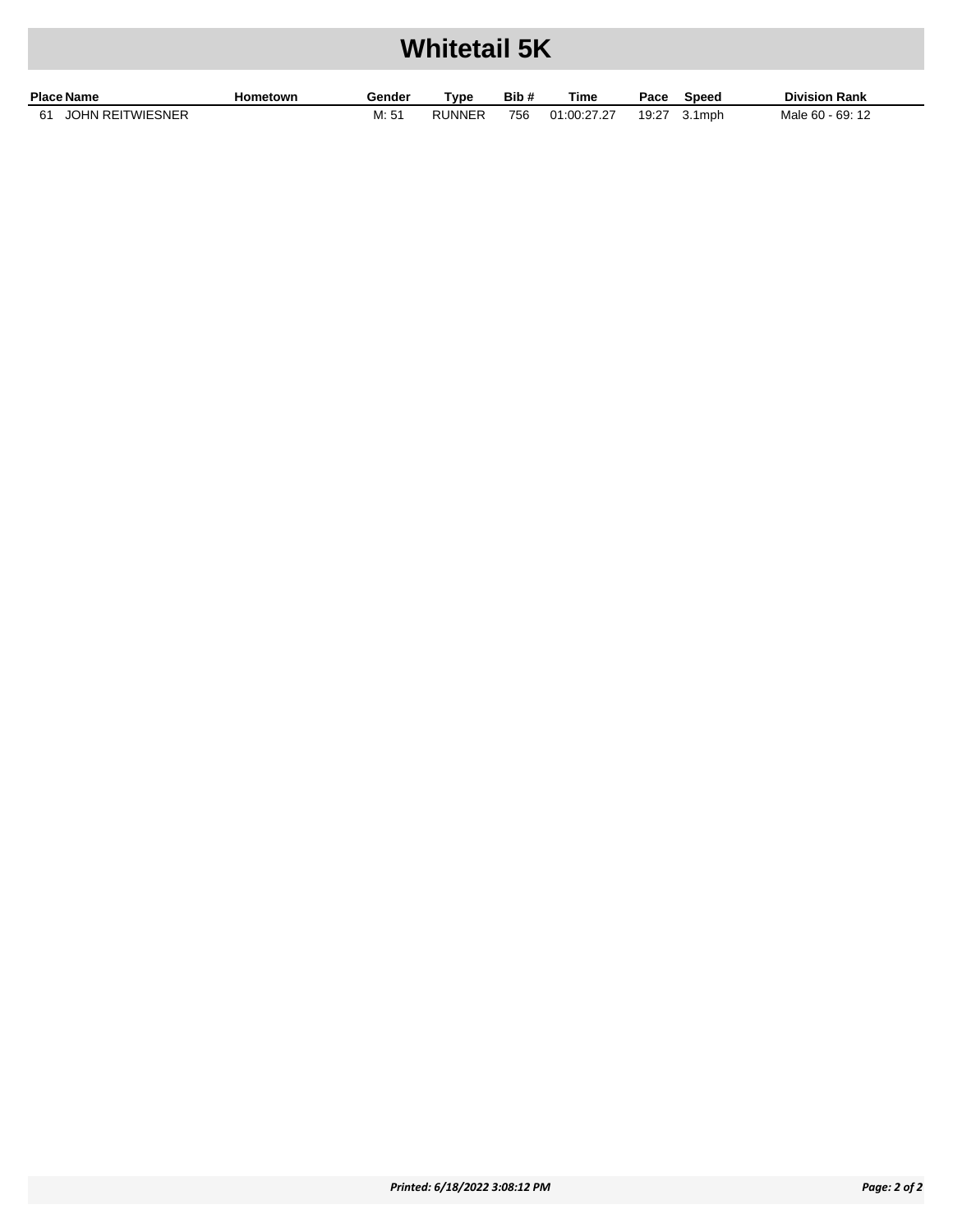# Whitetail 5K

| Place | Name | Hometown | Gender | Type | Bib # | Time | Pace | Speed | Division Rank |
|---|---|---|---|---|---|---|---|---|---|
| 61 | JOHN REITWIESNER | | M: 51 | RUNNER | 756 | 01:00:27.27 | 19:27 | 3.1mph | Male 60 - 69: 12 |

*Printed: 6/18/2022 3:08:12 PM*